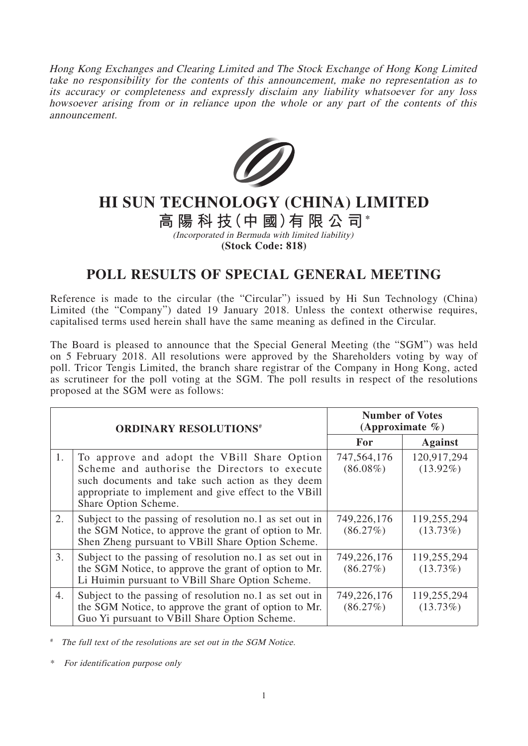*Hong Kong Exchanges and Clearing Limited and The Stock Exchange of Hong Kong Limited take no responsibility for the contents of this announcement, make no representation as to its accuracy or completeness and expressly disclaim any liability whatsoever for any loss howsoever arising from or in reliance upon the whole or any part of the contents of this announcement.*

# HI SUN TECHNOLOGY (CHINA) LIMITED

# 高陽科技(中國)有限公司*

*(Incorporated in Bermuda with limited liability)*

**(Stock Code: 818)**

## POLL RESULTS OF SPECIAL GENERAL MEETING

Reference is made to the circular (the "Circular") issued by Hi Sun Technology (China) Limited (the "Company") dated 19 January 2018. Unless the context otherwise requires, capitalised terms used herein shall have the same meaning as defined in the Circular.

The Board is pleased to announce that the Special General Meeting (the "SGM") was held on 5 February 2018. All resolutions were approved by the Shareholders voting by way of poll. Tricor Tengis Limited, the branch share registrar of the Company in Hong Kong, acted as scrutineer for the poll voting at the SGM. The poll results in respect of the resolutions proposed at the SGM were as follows:

| **ORDINARY RESOLUTIONS#** | | **Number of Votes (Approximate %)** | |
|---|---|---|---|
| | | **For** | **Against** |
| 1. | To approve and adopt the VBill Share Option Scheme and authorise the Directors to execute such documents and take such action as they deem appropriate to implement and give effect to the VBill Share Option Scheme. | 747,564,176 (86.08%) | 120,917,294 (13.92%) |
| 2. | Subject to the passing of resolution no.1 as set out in the SGM Notice, to approve the grant of option to Mr. Shen Zheng pursuant to VBill Share Option Scheme. | 749,226,176 (86.27%) | 119,255,294 (13.73%) |
| 3. | Subject to the passing of resolution no.1 as set out in the SGM Notice, to approve the grant of option to Mr. Li Huimin pursuant to VBill Share Option Scheme. | 749,226,176 (86.27%) | 119,255,294 (13.73%) |
| 4. | Subject to the passing of resolution no.1 as set out in the SGM Notice, to approve the grant of option to Mr. Guo Yi pursuant to VBill Share Option Scheme. | 749,226,176 (86.27%) | 119,255,294 (13.73%) |

# *The full text of the resolutions are set out in the SGM Notice.*

\* *For identification purpose only*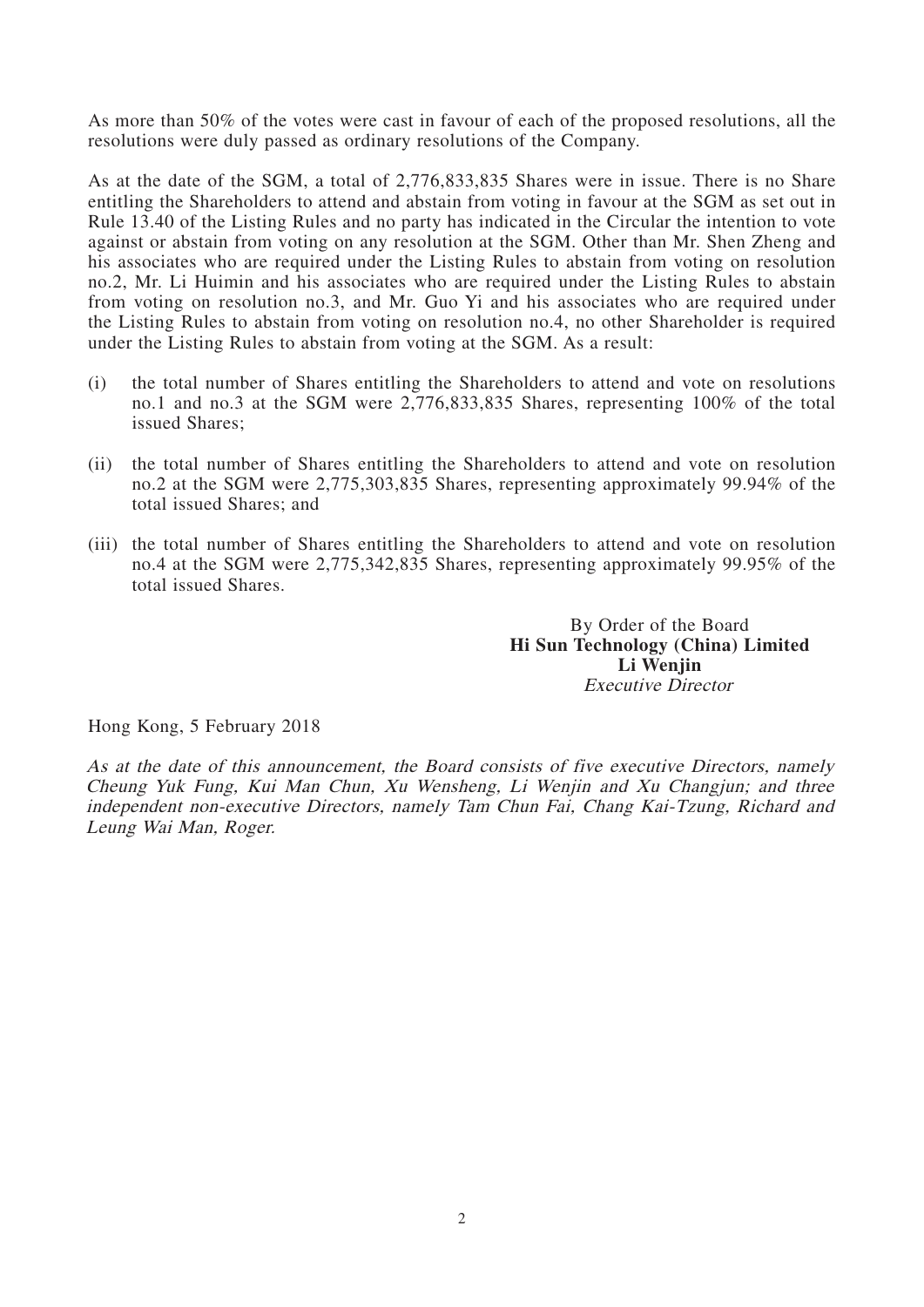As more than 50% of the votes were cast in favour of each of the proposed resolutions, all the resolutions were duly passed as ordinary resolutions of the Company.

As at the date of the SGM, a total of 2,776,833,835 Shares were in issue. There is no Share entitling the Shareholders to attend and abstain from voting in favour at the SGM as set out in Rule 13.40 of the Listing Rules and no party has indicated in the Circular the intention to vote against or abstain from voting on any resolution at the SGM. Other than Mr. Shen Zheng and his associates who are required under the Listing Rules to abstain from voting on resolution no.2, Mr. Li Huimin and his associates who are required under the Listing Rules to abstain from voting on resolution no.3, and Mr. Guo Yi and his associates who are required under the Listing Rules to abstain from voting on resolution no.4, no other Shareholder is required under the Listing Rules to abstain from voting at the SGM. As a result:

(i) the total number of Shares entitling the Shareholders to attend and vote on resolutions no.1 and no.3 at the SGM were 2,776,833,835 Shares, representing 100% of the total issued Shares;

(ii) the total number of Shares entitling the Shareholders to attend and vote on resolution no.2 at the SGM were 2,775,303,835 Shares, representing approximately 99.94% of the total issued Shares; and

(iii) the total number of Shares entitling the Shareholders to attend and vote on resolution no.4 at the SGM were 2,775,342,835 Shares, representing approximately 99.95% of the total issued Shares.

By Order of the Board
**Hi Sun Technology (China) Limited**
**Li Wenjin**
*Executive Director*

Hong Kong, 5 February 2018

*As at the date of this announcement, the Board consists of five executive Directors, namely Cheung Yuk Fung, Kui Man Chun, Xu Wensheng, Li Wenjin and Xu Changjun; and three independent non-executive Directors, namely Tam Chun Fai, Chang Kai-Tzung, Richard and Leung Wai Man, Roger.*